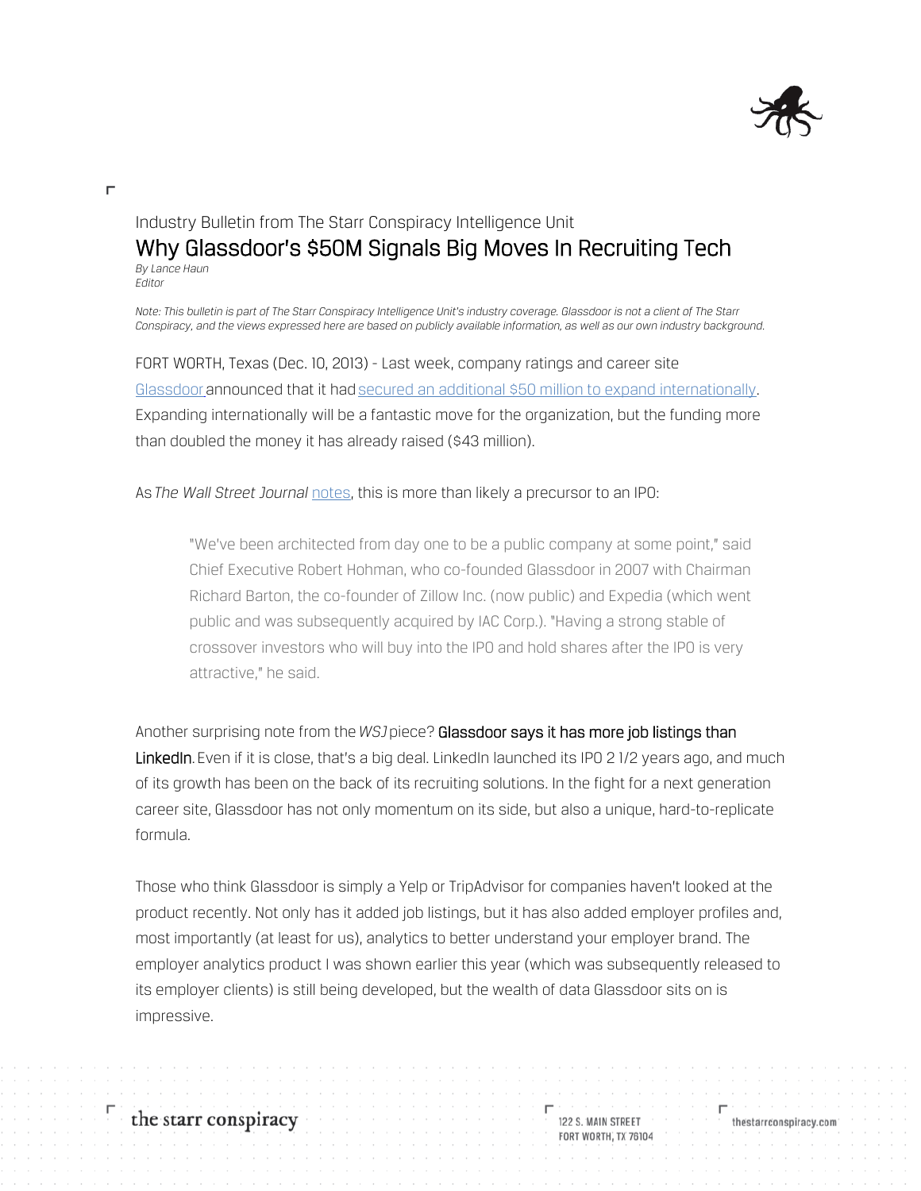Industry Bulletin from The Starr Conspiracy Intelligence Unit

# Why Glassdoor's $50M Signals Big Moves In Recruiting Tech

*By Lance Haun*
*Editor*

*Note: This bulletin is part of The Starr Conspiracy Intelligence Unit's industry coverage. Glassdoor is not a client of The Starr Conspiracy, and the views expressed here are based on publicly available information, as well as our own industry background.*

FORT WORTH, Texas (Dec. 10, 2013) - Last week, company ratings and career site Glassdoor announced that it had secured an additional $50 million to expand internationally. Expanding internationally will be a fantastic move for the organization, but the funding more than doubled the money it has already raised ($43 million).

As *The Wall Street Journal* notes, this is more than likely a precursor to an IPO:

> "We've been architected from day one to be a public company at some point," said Chief Executive Robert Hohman, who co-founded Glassdoor in 2007 with Chairman Richard Barton, the co-founder of Zillow Inc. (now public) and Expedia (which went public and was subsequently acquired by IAC Corp.). "Having a strong stable of crossover investors who will buy into the IPO and hold shares after the IPO is very attractive," he said.

Another surprising note from the *WSJ* piece? **Glassdoor says it has more job listings than LinkedIn**. Even if it is close, that's a big deal. LinkedIn launched its IPO 2 1/2 years ago, and much of its growth has been on the back of its recruiting solutions. In the fight for a next generation career site, Glassdoor has not only momentum on its side, but also a unique, hard-to-replicate formula.

Those who think Glassdoor is simply a Yelp or TripAdvisor for companies haven't looked at the product recently. Not only has it added job listings, but it has also added employer profiles and, most importantly (at least for us), analytics to better understand your employer brand. The employer analytics product I was shown earlier this year (which was subsequently released to its employer clients) is still being developed, but the wealth of data Glassdoor sits on is impressive.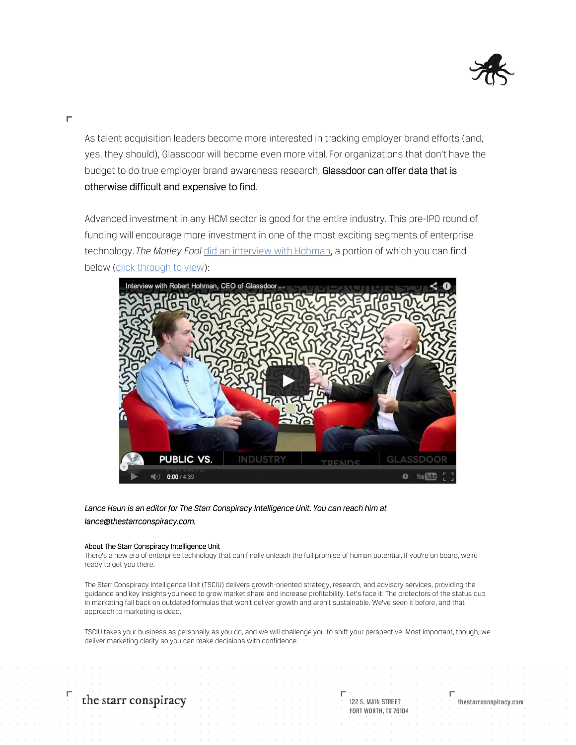As talent acquisition leaders become more interested in tracking employer brand efforts (and, yes, they should), Glassdoor will become even more vital. For organizations that don't have the budget to do true employer brand awareness research, **Glassdoor can offer data that is otherwise difficult and expensive to find**.

Advanced investment in any HCM sector is good for the entire industry. This pre-IPO round of funding will encourage more investment in one of the most exciting segments of enterprise technology. *The Motley Fool* did an interview with Hohman, a portion of which you can find below (click through to view):

*Lance Haun is an editor for The Starr Conspiracy Intelligence Unit. You can reach him at lance@thestarrconspiracy.com.*

About The Starr Conspiracy Intelligence Unit

There's a new era of enterprise technology that can finally unleash the full promise of human potential. If you're on board, we're ready to get you there.

The Starr Conspiracy Intelligence Unit (TSCIU) delivers growth-oriented strategy, research, and advisory services, providing the guidance and key insights you need to grow market share and increase profitability. Let's face it: The protectors of the status quo in marketing fall back on outdated formulas that won't deliver growth and aren't sustainable. We've seen it before, and that approach to marketing is dead.

TSCIU takes your business as personally as you do, and we will challenge you to shift your perspective. Most important, though, we deliver marketing clarity so you can make decisions with confidence.